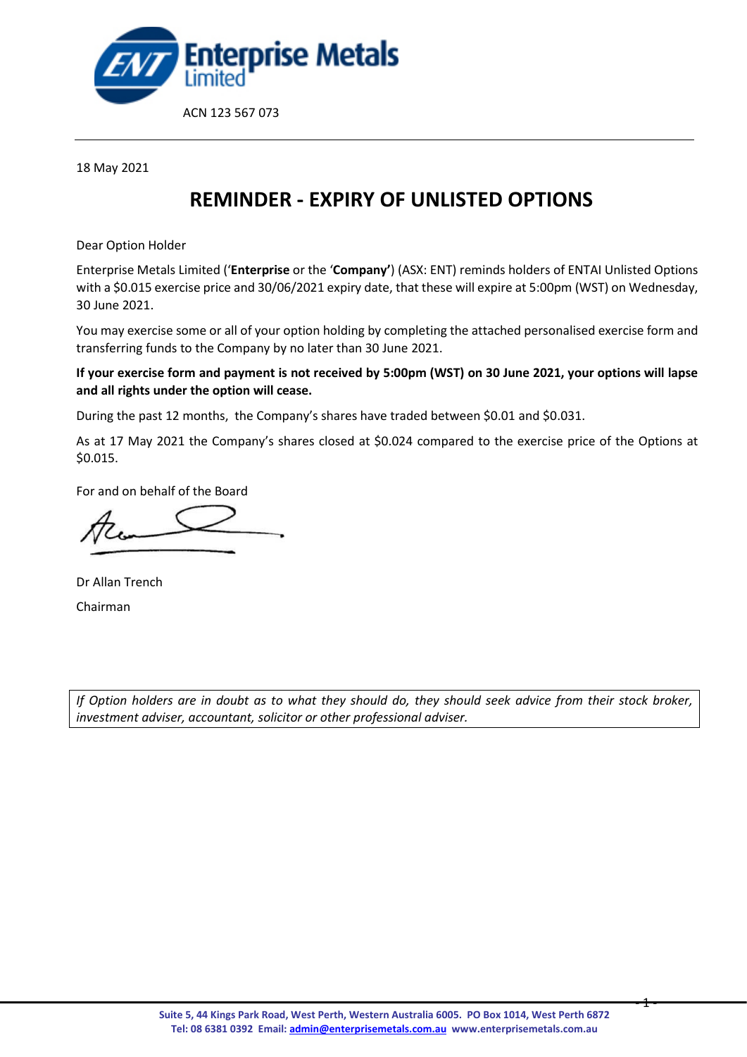Enterprise Metals Limited

ACN 123 567 073

18 May 2021

# REMINDER - EXPIRY OF UNLISTED OPTIONS

Dear Option Holder

Enterprise Metals Limited ('**Enterprise** or the '**Company'**) (ASX: ENT) reminds holders of ENTAI Unlisted Options with a $0.015 exercise price and 30/06/2021 expiry date, that these will expire at 5:00pm (WST) on Wednesday, 30 June 2021.

You may exercise some or all of your option holding by completing the attached personalised exercise form and transferring funds to the Company by no later than 30 June 2021.

**If your exercise form and payment is not received by 5:00pm (WST) on 30 June 2021, your options will lapse and all rights under the option will cease.**

During the past 12 months, the Company's shares have traded between $0.01 and $0.031.

As at 17 May 2021 the Company's shares closed at $0.024 compared to the exercise price of the Options at $0.015.

For and on behalf of the Board

Dr Allan Trench

Chairman

*If Option holders are in doubt as to what they should do, they should seek advice from their stock broker, investment adviser, accountant, solicitor or other professional adviser.*

**Suite 5, 44 Kings Park Road, West Perth, Western Australia 6005. PO Box 1014, West Perth 6872**
**Tel: 08 6381 0392 Email: admin@enterprisemetals.com.au www.enterprisemetals.com.au**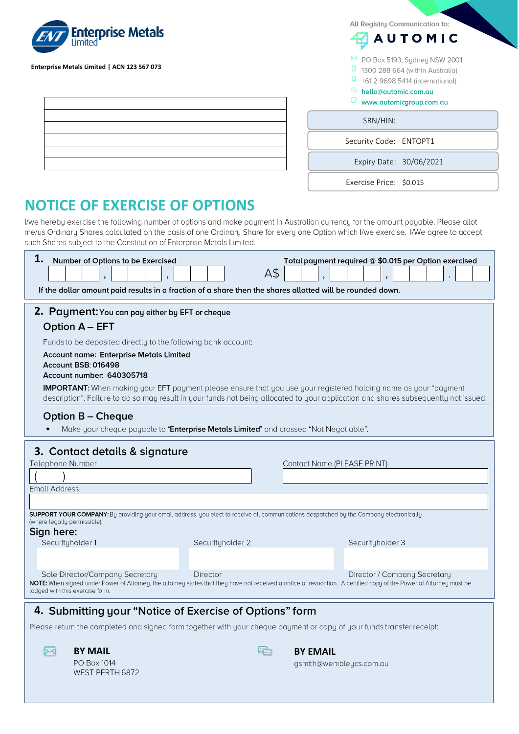Enterprise Metals Limited

**Enterprise Metals Limited | ACN 123 567 073**

All Registry Communication to:

AUTOMIC

PO Box 5193, Sydney NSW 2001
1300 288 664 (within Australia)
+61 2 9698 5414 (international)
hello@automic.com.au
www.automicgroup.com.au

| | |
|---|---|
| SRN/HIN: | |
| Security Code: | ENTOPT1 |
| Expiry Date: | 30/06/2021 |
| Exercise Price: | $0.015 |

# NOTICE OF EXERCISE OF OPTIONS

I/we hereby exercise the following number of options and make payment in Australian currency for the amount payable. Please allot me/us Ordinary Shares calculated on the basis of one Ordinary Share for every one Option which I/we exercise. I/We agree to accept such Shares subject to the Constitution of Enterprise Metals Limited.

## 1.

**Number of Options to be Exercised**

**Total payment required @ $0.015 per Option exercised**

A$

**If the dollar amount paid results in a fraction of a share then the shares allotted will be rounded down.**

## 2. Payment: You can pay either by EFT or cheque

### Option A – EFT

Funds to be deposited directly to the following bank account:

**Account name: Enterprise Metals Limited**
**Account BSB: 016498**
**Account number: 640305718**

**IMPORTANT:** When making your EFT payment please ensure that you use your registered holding name as your "payment description". Failure to do so may result in your funds not being allocated to your application and shares subsequently not issued.

### Option B – Cheque

- Make your cheque payable to "**Enterprise Metals Limited**" and crossed "Not Negotiable".

## 3. Contact details & signature

Telephone Number

( )

Contact Name (PLEASE PRINT)

Email Address

**SUPPORT YOUR COMPANY:** By providing your email address, you elect to receive all communications despatched by the Company electronically (where legally permissible).

**Sign here:**

| Securityholder 1 | Securityholder 2 | Securityholder 3 |
|---|---|---|
| | | |
| Sole Director/Company Secretary | Director | Director / Company Secretary |

**NOTE:** When signed under Power of Attorney, the attorney states that they have not received a notice of revocation. A certified copy of the Power of Attorney must be lodged with this exercise form.

## 4. Submitting your "Notice of Exercise of Options" form

Please return the completed and signed form together with your cheque payment or copy of your funds transfer receipt:

**BY MAIL**
PO Box 1014
WEST PERTH 6872

**BY EMAIL**
gsmith@wembleycs.com.au